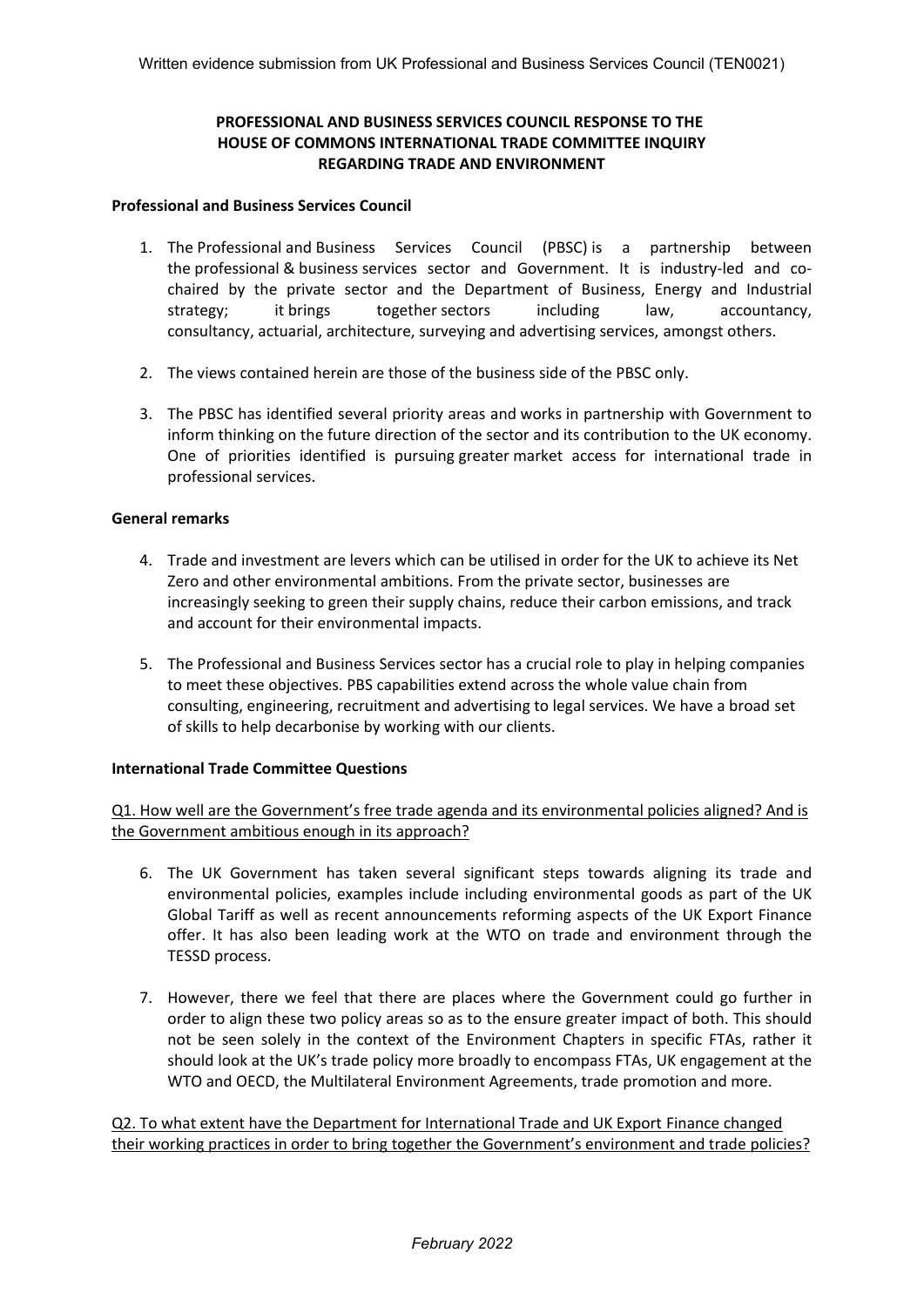Written evidence submission from UK Professional and Business Services Council (TEN0021)

# PROFESSIONAL AND BUSINESS SERVICES COUNCIL RESPONSE TO THE HOUSE OF COMMONS INTERNATIONAL TRADE COMMITTEE INQUIRY REGARDING TRADE AND ENVIRONMENT

## Professional and Business Services Council

1. The Professional and Business Services Council (PBSC) is a partnership between the professional & business services sector and Government. It is industry-led and co-chaired by the private sector and the Department of Business, Energy and Industrial strategy; it brings together sectors including law, accountancy, consultancy, actuarial, architecture, surveying and advertising services, amongst others.

2. The views contained herein are those of the business side of the PBSC only.

3. The PBSC has identified several priority areas and works in partnership with Government to inform thinking on the future direction of the sector and its contribution to the UK economy. One of priorities identified is pursuing greater market access for international trade in professional services.

## General remarks

4. Trade and investment are levers which can be utilised in order for the UK to achieve its Net Zero and other environmental ambitions. From the private sector, businesses are increasingly seeking to green their supply chains, reduce their carbon emissions, and track and account for their environmental impacts.

5. The Professional and Business Services sector has a crucial role to play in helping companies to meet these objectives. PBS capabilities extend across the whole value chain from consulting, engineering, recruitment and advertising to legal services. We have a broad set of skills to help decarbonise by working with our clients.

## International Trade Committee Questions

Q1. How well are the Government's free trade agenda and its environmental policies aligned? And is the Government ambitious enough in its approach?

6. The UK Government has taken several significant steps towards aligning its trade and environmental policies, examples include including environmental goods as part of the UK Global Tariff as well as recent announcements reforming aspects of the UK Export Finance offer. It has also been leading work at the WTO on trade and environment through the TESSD process.

7. However, there we feel that there are places where the Government could go further in order to align these two policy areas so as to the ensure greater impact of both. This should not be seen solely in the context of the Environment Chapters in specific FTAs, rather it should look at the UK's trade policy more broadly to encompass FTAs, UK engagement at the WTO and OECD, the Multilateral Environment Agreements, trade promotion and more.

Q2. To what extent have the Department for International Trade and UK Export Finance changed their working practices in order to bring together the Government's environment and trade policies?

*February 2022*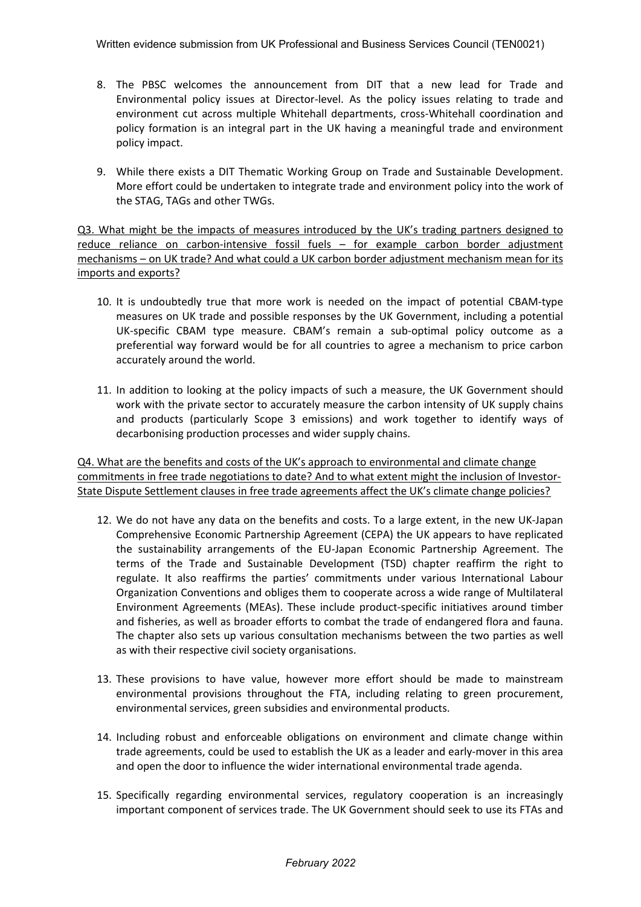8. The PBSC welcomes the announcement from DIT that a new lead for Trade and Environmental policy issues at Director-level. As the policy issues relating to trade and environment cut across multiple Whitehall departments, cross-Whitehall coordination and policy formation is an integral part in the UK having a meaningful trade and environment policy impact.

9. While there exists a DIT Thematic Working Group on Trade and Sustainable Development. More effort could be undertaken to integrate trade and environment policy into the work of the STAG, TAGs and other TWGs.

<u>Q3. What might be the impacts of measures introduced by the UK's trading partners designed to reduce reliance on carbon-intensive fossil fuels – for example carbon border adjustment mechanisms – on UK trade? And what could a UK carbon border adjustment mechanism mean for its imports and exports?</u>

10. It is undoubtedly true that more work is needed on the impact of potential CBAM-type measures on UK trade and possible responses by the UK Government, including a potential UK-specific CBAM type measure. CBAM's remain a sub-optimal policy outcome as a preferential way forward would be for all countries to agree a mechanism to price carbon accurately around the world.

11. In addition to looking at the policy impacts of such a measure, the UK Government should work with the private sector to accurately measure the carbon intensity of UK supply chains and products (particularly Scope 3 emissions) and work together to identify ways of decarbonising production processes and wider supply chains.

<u>Q4. What are the benefits and costs of the UK's approach to environmental and climate change commitments in free trade negotiations to date? And to what extent might the inclusion of Investor-State Dispute Settlement clauses in free trade agreements affect the UK's climate change policies?</u>

12. We do not have any data on the benefits and costs. To a large extent, in the new UK-Japan Comprehensive Economic Partnership Agreement (CEPA) the UK appears to have replicated the sustainability arrangements of the EU-Japan Economic Partnership Agreement. The terms of the Trade and Sustainable Development (TSD) chapter reaffirm the right to regulate. It also reaffirms the parties' commitments under various International Labour Organization Conventions and obliges them to cooperate across a wide range of Multilateral Environment Agreements (MEAs). These include product-specific initiatives around timber and fisheries, as well as broader efforts to combat the trade of endangered flora and fauna. The chapter also sets up various consultation mechanisms between the two parties as well as with their respective civil society organisations.

13. These provisions to have value, however more effort should be made to mainstream environmental provisions throughout the FTA, including relating to green procurement, environmental services, green subsidies and environmental products.

14. Including robust and enforceable obligations on environment and climate change within trade agreements, could be used to establish the UK as a leader and early-mover in this area and open the door to influence the wider international environmental trade agenda.

15. Specifically regarding environmental services, regulatory cooperation is an increasingly important component of services trade. The UK Government should seek to use its FTAs and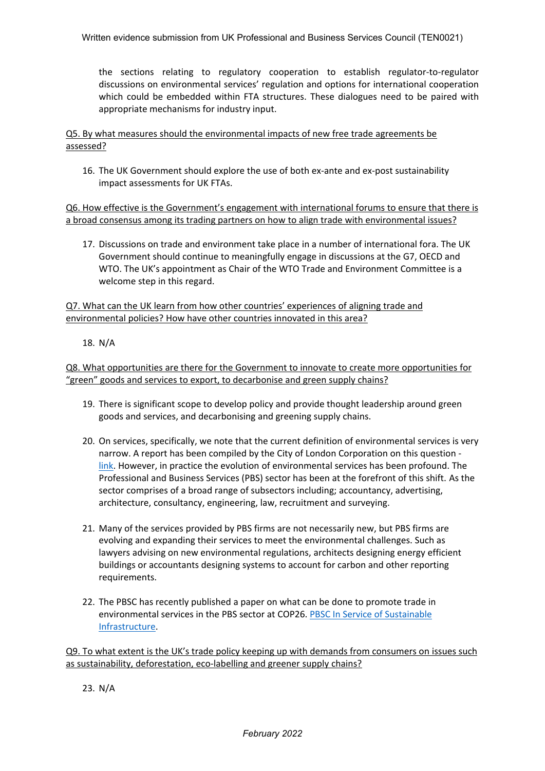the sections relating to regulatory cooperation to establish regulator-to-regulator discussions on environmental services' regulation and options for international cooperation which could be embedded within FTA structures. These dialogues need to be paired with appropriate mechanisms for industry input.

Q5. By what measures should the environmental impacts of new free trade agreements be assessed?

16. The UK Government should explore the use of both ex-ante and ex-post sustainability impact assessments for UK FTAs.

Q6. How effective is the Government's engagement with international forums to ensure that there is a broad consensus among its trading partners on how to align trade with environmental issues?

17. Discussions on trade and environment take place in a number of international fora. The UK Government should continue to meaningfully engage in discussions at the G7, OECD and WTO. The UK's appointment as Chair of the WTO Trade and Environment Committee is a welcome step in this regard.

Q7. What can the UK learn from how other countries' experiences of aligning trade and environmental policies? How have other countries innovated in this area?

18. N/A

Q8. What opportunities are there for the Government to innovate to create more opportunities for "green" goods and services to export, to decarbonise and green supply chains?

19. There is significant scope to develop policy and provide thought leadership around green goods and services, and decarbonising and greening supply chains.

20. On services, specifically, we note that the current definition of environmental services is very narrow. A report has been compiled by the City of London Corporation on this question - link. However, in practice the evolution of environmental services has been profound. The Professional and Business Services (PBS) sector has been at the forefront of this shift. As the sector comprises of a broad range of subsectors including; accountancy, advertising, architecture, consultancy, engineering, law, recruitment and surveying.

21. Many of the services provided by PBS firms are not necessarily new, but PBS firms are evolving and expanding their services to meet the environmental challenges. Such as lawyers advising on new environmental regulations, architects designing energy efficient buildings or accountants designing systems to account for carbon and other reporting requirements.

22. The PBSC has recently published a paper on what can be done to promote trade in environmental services in the PBS sector at COP26. PBSC In Service of Sustainable Infrastructure.

Q9. To what extent is the UK's trade policy keeping up with demands from consumers on issues such as sustainability, deforestation, eco-labelling and greener supply chains?

23. N/A

*February 2022*